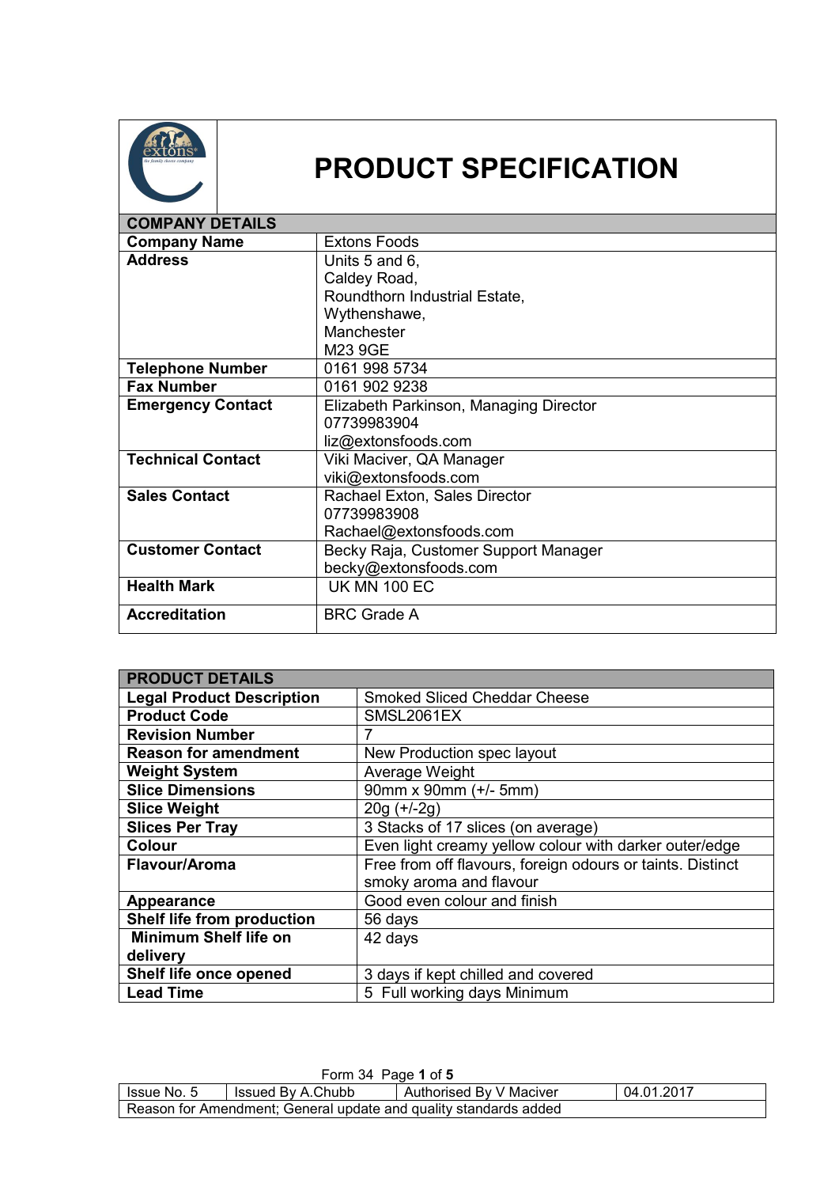# PRODUCT SPECIFICATION

| COMPANY DETAILS | |
|---|---|
| **Company Name** | Extons Foods |
| **Address** | Units 5 and 6,<br>Caldey Road,<br>Roundthorn Industrial Estate,<br>Wythenshawe,<br>Manchester<br>M23 9GE |
| **Telephone Number** | 0161 998 5734 |
| **Fax Number** | 0161 902 9238 |
| **Emergency Contact** | Elizabeth Parkinson, Managing Director<br>07739983904<br>liz@extonsfoods.com |
| **Technical Contact** | Viki Maciver, QA Manager<br>viki@extonsfoods.com |
| **Sales Contact** | Rachael Exton, Sales Director<br>07739983908<br>Rachael@extonsfoods.com |
| **Customer Contact** | Becky Raja, Customer Support Manager<br>becky@extonsfoods.com |
| **Health Mark** | UK MN 100 EC |
| **Accreditation** | BRC Grade A |

| PRODUCT DETAILS | |
|---|---|
| **Legal Product Description** | Smoked Sliced Cheddar Cheese |
| **Product Code** | SMSL2061EX |
| **Revision Number** | 7 |
| **Reason for amendment** | New Production spec layout |
| **Weight System** | Average Weight |
| **Slice Dimensions** | 90mm x 90mm (+/- 5mm) |
| **Slice Weight** | 20g (+/-2g) |
| **Slices Per Tray** | 3 Stacks of 17 slices (on average) |
| **Colour** | Even light creamy yellow colour with darker outer/edge |
| **Flavour/Aroma** | Free from off flavours, foreign odours or taints. Distinct smoky aroma and flavour |
| **Appearance** | Good even colour and finish |
| **Shelf life from production** | 56 days |
| **Minimum Shelf life on delivery** | 42 days |
| **Shelf life once opened** | 3 days if kept chilled and covered |
| **Lead Time** | 5 Full working days Minimum |

Form 34

| Issue No. 5 | Issued By A.Chubb | Authorised By V Maciver | 04.01.2017 |
|---|---|---|---|
| Reason for Amendment; General update and quality standards added | | | |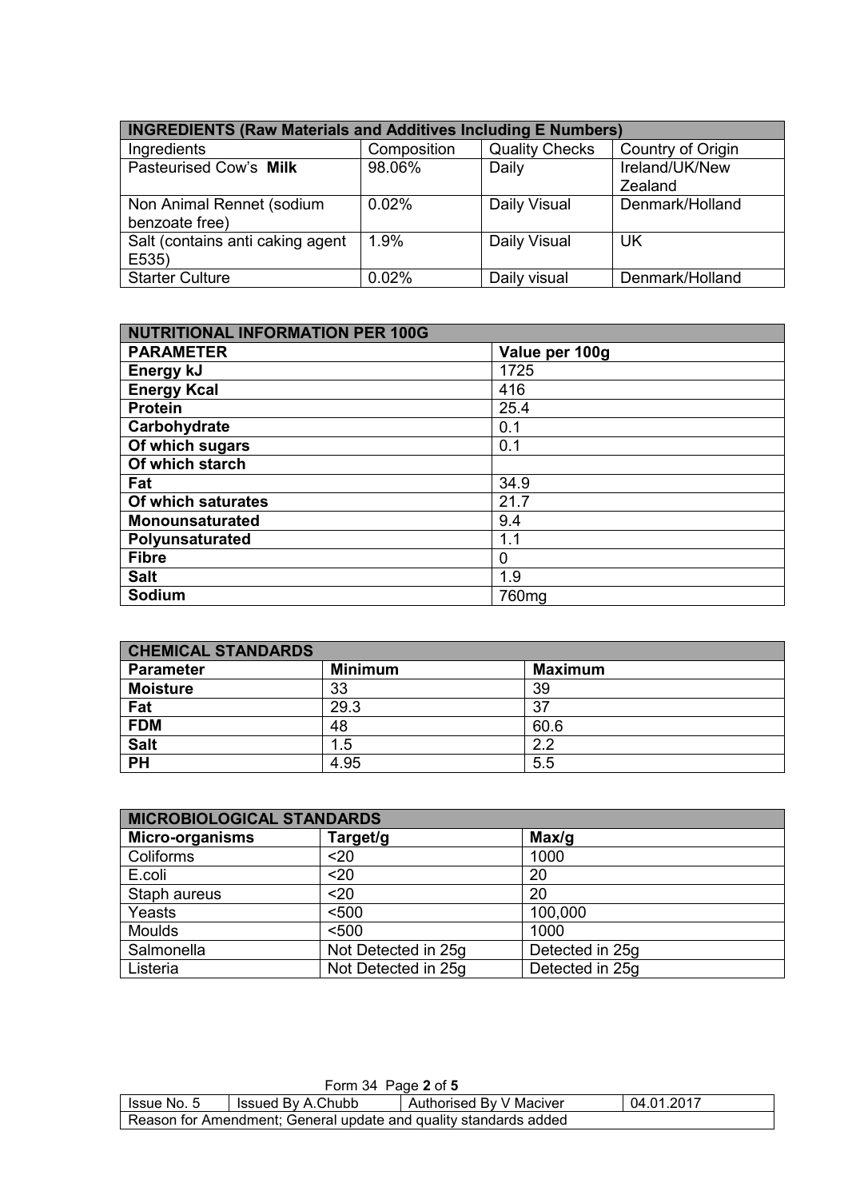| INGREDIENTS (Raw Materials and Additives Including E Numbers) | | | |
|---|---|---|---|
| Ingredients | Composition | Quality Checks | Country of Origin |
| Pasteurised Cow's **Milk** | 98.06% | Daily | Ireland/UK/New Zealand |
| Non Animal Rennet (sodium benzoate free) | 0.02% | Daily Visual | Denmark/Holland |
| Salt (contains anti caking agent E535) | 1.9% | Daily Visual | UK |
| Starter Culture | 0.02% | Daily visual | Denmark/Holland |

| NUTRITIONAL INFORMATION PER 100G | |
|---|---|
| **PARAMETER** | **Value per 100g** |
| **Energy kJ** | 1725 |
| **Energy Kcal** | 416 |
| **Protein** | 25.4 |
| **Carbohydrate** | 0.1 |
| **Of which sugars** | 0.1 |
| **Of which starch** | |
| **Fat** | 34.9 |
| **Of which saturates** | 21.7 |
| **Monounsaturated** | 9.4 |
| **Polyunsaturated** | 1.1 |
| **Fibre** | 0 |
| **Salt** | 1.9 |
| **Sodium** | 760mg |

| CHEMICAL STANDARDS | | |
|---|---|---|
| **Parameter** | **Minimum** | **Maximum** |
| **Moisture** | 33 | 39 |
| **Fat** | 29.3 | 37 |
| **FDM** | 48 | 60.6 |
| **Salt** | 1.5 | 2.2 |
| **PH** | 4.95 | 5.5 |

| MICROBIOLOGICAL STANDARDS | | |
|---|---|---|
| **Micro-organisms** | **Target/g** | **Max/g** |
| Coliforms | <20 | 1000 |
| E.coli | <20 | 20 |
| Staph aureus | <20 | 20 |
| Yeasts | <500 | 100,000 |
| Moulds | <500 | 1000 |
| Salmonella | Not Detected in 25g | Detected in 25g |
| Listeria | Not Detected in 25g | Detected in 25g |

Form 34

| Issue No. 5 | Issued By A.Chubb | Authorised By V Maciver | 04.01.2017 |
|---|---|---|---|
| Reason for Amendment; General update and quality standards added | | | |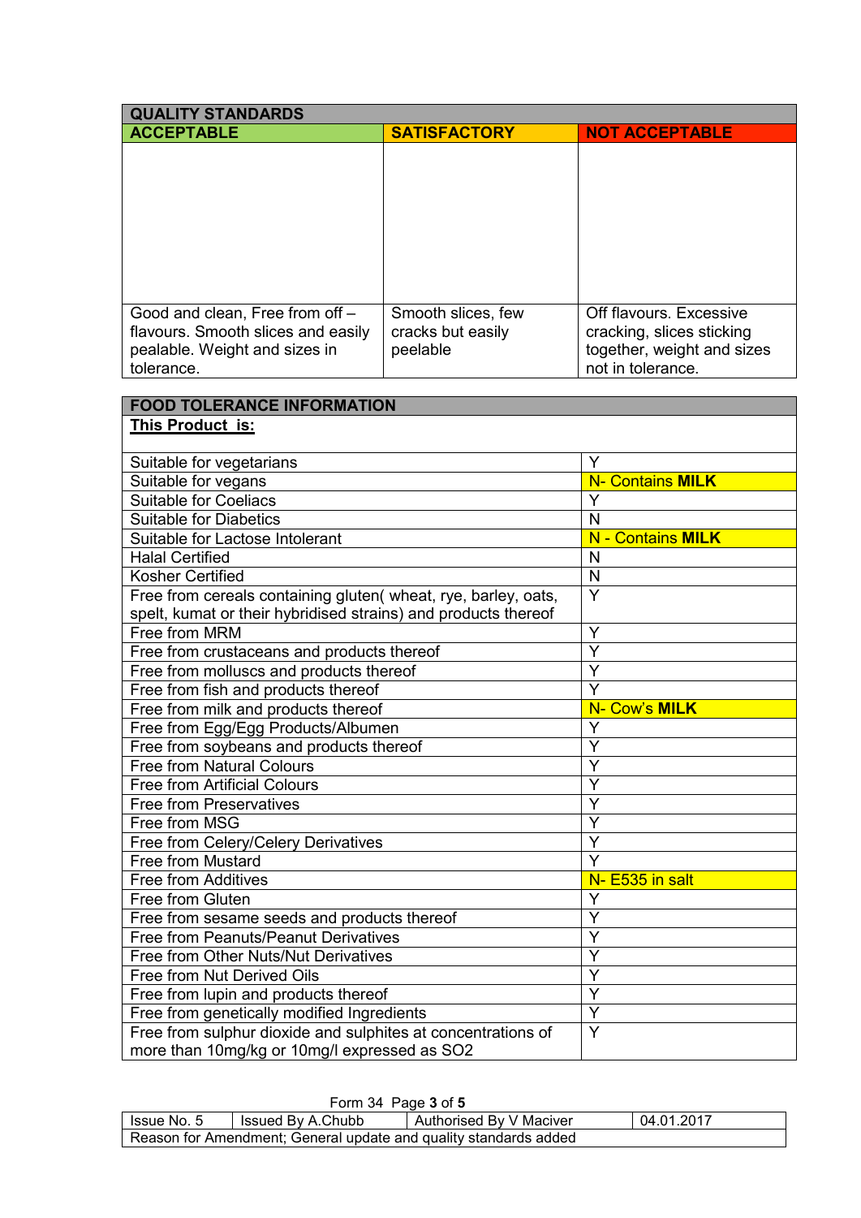| QUALITY STANDARDS | | |
|---|---|---|
| **ACCEPTABLE** | **SATISFACTORY** | **NOT ACCEPTABLE** |
| | | |
| Good and clean, Free from off – flavours. Smooth slices and easily pealable. Weight and sizes in tolerance. | Smooth slices, few cracks but easily peelable | Off flavours. Excessive cracking, slices sticking together, weight and sizes not in tolerance. |

| FOOD TOLERANCE INFORMATION | |
|---|---|
| **This Product is:** | |
| Suitable for vegetarians | Y |
| Suitable for vegans | N- Contains **MILK** |
| Suitable for Coeliacs | Y |
| Suitable for Diabetics | N |
| Suitable for Lactose Intolerant | N - Contains **MILK** |
| Halal Certified | N |
| Kosher Certified | N |
| Free from cereals containing gluten( wheat, rye, barley, oats, spelt, kumat or their hybridised strains) and products thereof | Y |
| Free from MRM | Y |
| Free from crustaceans and products thereof | Y |
| Free from molluscs and products thereof | Y |
| Free from fish and products thereof | Y |
| Free from milk and products thereof | N- Cow's **MILK** |
| Free from Egg/Egg Products/Albumen | Y |
| Free from soybeans and products thereof | Y |
| Free from Natural Colours | Y |
| Free from Artificial Colours | Y |
| Free from Preservatives | Y |
| Free from MSG | Y |
| Free from Celery/Celery Derivatives | Y |
| Free from Mustard | Y |
| Free from Additives | N- E535 in salt |
| Free from Gluten | Y |
| Free from sesame seeds and products thereof | Y |
| Free from Peanuts/Peanut Derivatives | Y |
| Free from Other Nuts/Nut Derivatives | Y |
| Free from Nut Derived Oils | Y |
| Free from lupin and products thereof | Y |
| Free from genetically modified Ingredients | Y |
| Free from sulphur dioxide and sulphites at concentrations of more than 10mg/kg or 10mg/l expressed as SO2 | Y |

Form 34 Page **3** of **5**

| Issue No. 5 | Issued By A.Chubb | Authorised By V Maciver | 04.01.2017 |
|---|---|---|---|
| Reason for Amendment; General update and quality standards added | | | |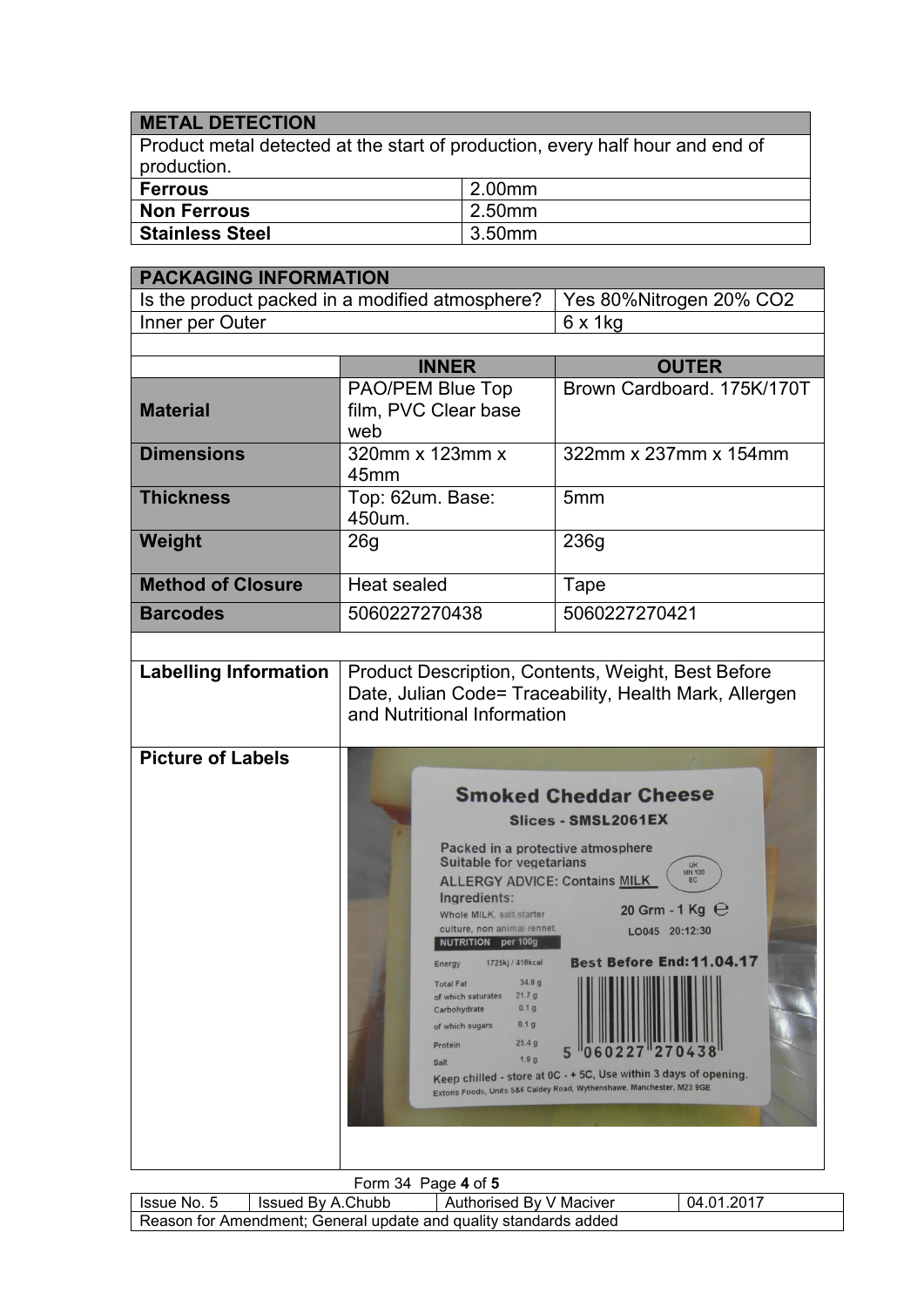| METAL DETECTION | |
|---|---|
| Product metal detected at the start of production, every half hour and end of production. | |
| **Ferrous** | 2.00mm |
| **Non Ferrous** | 2.50mm |
| **Stainless Steel** | 3.50mm |

| PACKAGING INFORMATION | | |
|---|---|---|
| Is the product packed in a modified atmosphere? | | Yes 80%Nitrogen 20% CO2 |
| Inner per Outer | | 6 x 1kg |
| | | |
| | **INNER** | **OUTER** |
| **Material** | PAO/PEM Blue Top film, PVC Clear base web | Brown Cardboard. 175K/170T |
| **Dimensions** | 320mm x 123mm x 45mm | 322mm x 237mm x 154mm |
| **Thickness** | Top: 62um. Base: 450um. | 5mm |
| **Weight** | 26g | 236g |
| **Method of Closure** | Heat sealed | Tape |
| **Barcodes** | 5060227270438 | 5060227270421 |
| | | |
| **Labelling Information** | Product Description, Contents, Weight, Best Before Date, Julian Code= Traceability, Health Mark, Allergen and Nutritional Information | |
| **Picture of Labels** | | |

| Issue No. 5 | Issued By A.Chubb | Authorised By V Maciver | 04.01.2017 |
|---|---|---|---|
| Reason for Amendment; General update and quality standards added | | | |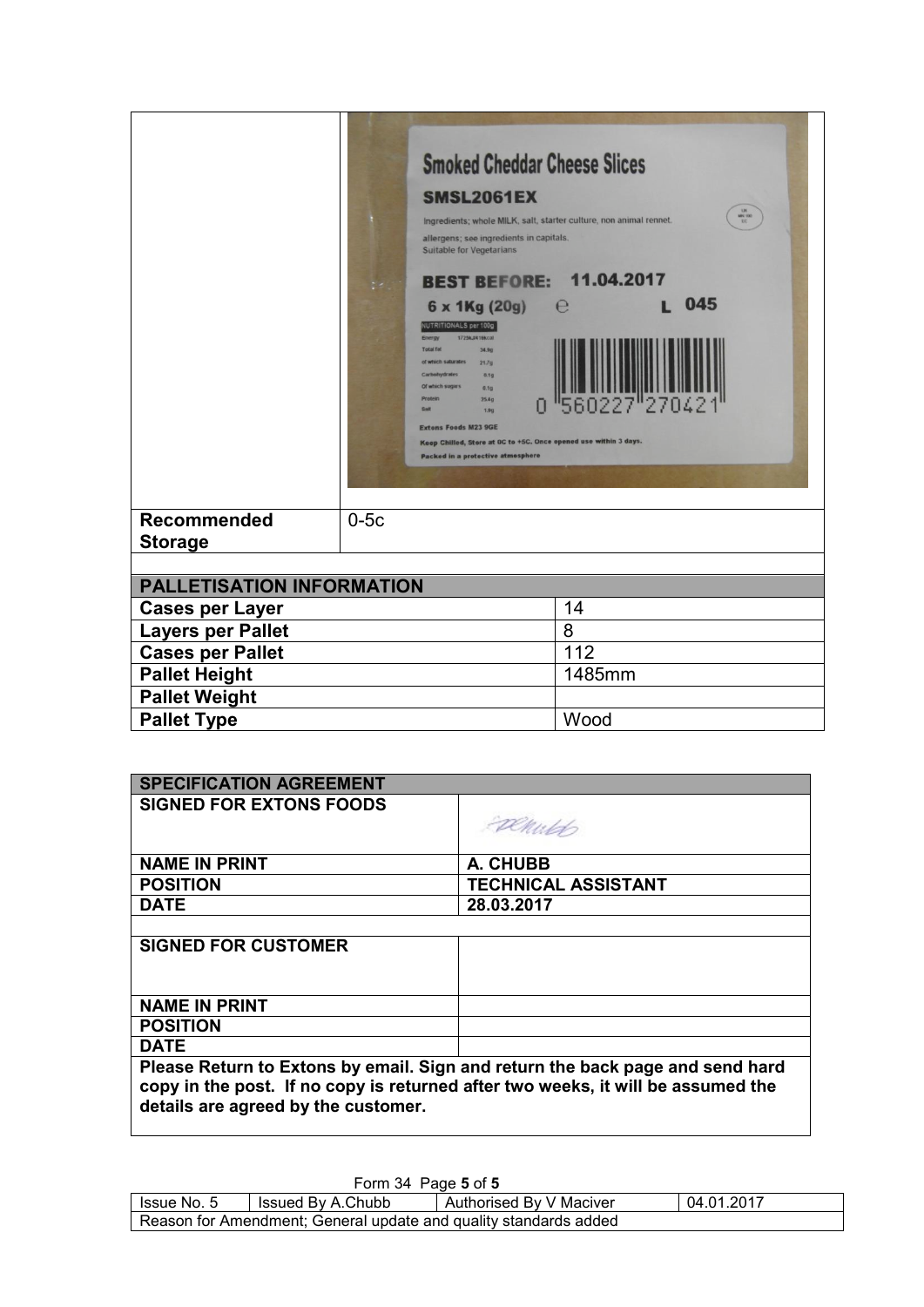| | |
|---|---|
| | Smoked Cheddar Cheese Slices<br>SMSL2061EX<br>Ingredients; whole MILK, salt, starter culture, non animal rennet.<br>allergens; see ingredients in capitals.<br>Suitable for Vegetarians<br>BEST BEFORE: 11.04.2017<br>6 x 1Kg (20g) ℮ L 045<br>0 560227 270421<br>Extons Foods M23 9GE<br>Keep Chilled, Store at 0C to +5C. Once opened use within 3 days.<br>Packed in a protective atmosphere |
| **Recommended Storage** | 0-5c |

| **PALLETISATION INFORMATION** | |
|---|---|
| **Cases per Layer** | 14 |
| **Layers per Pallet** | 8 |
| **Cases per Pallet** | 112 |
| **Pallet Height** | 1485mm |
| **Pallet Weight** | |
| **Pallet Type** | Wood |

| **SPECIFICATION AGREEMENT** | |
|---|---|
| **SIGNED FOR EXTONS FOODS** | AChubb |
| **NAME IN PRINT** | **A. CHUBB** |
| **POSITION** | **TECHNICAL ASSISTANT** |
| **DATE** | **28.03.2017** |
| | |
| **SIGNED FOR CUSTOMER** | |
| **NAME IN PRINT** | |
| **POSITION** | |
| **DATE** | |

**Please Return to Extons by email. Sign and return the back page and send hard copy in the post. If no copy is returned after two weeks, it will be assumed the details are agreed by the customer.**

Form 34

| Issue No. 5 | Issued By A.Chubb | Authorised By V Maciver | 04.01.2017 |
|---|---|---|---|
| Reason for Amendment; General update and quality standards added | | | |